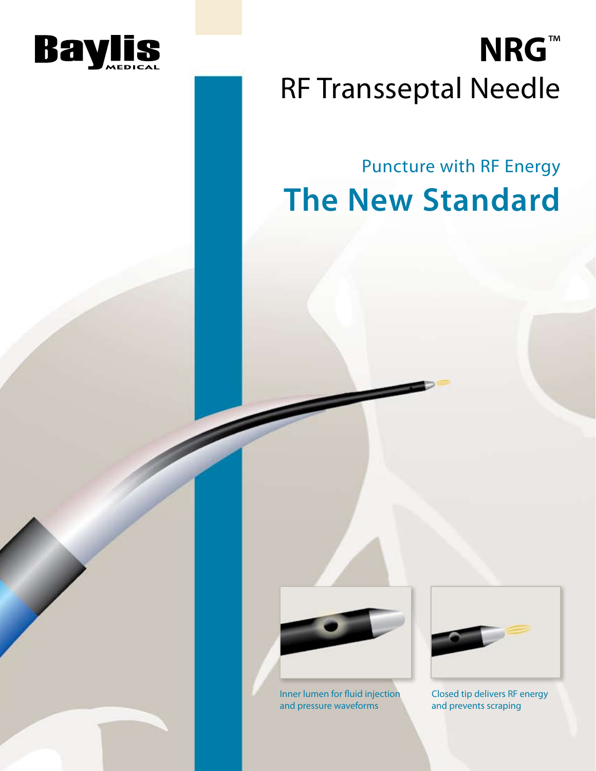Baylis MEDICAL

# NRG™ RF Transseptal Needle

## Puncture with RF Energy

# The New Standard

Inner lumen for fluid injection and pressure waveforms

Closed tip delivers RF energy and prevents scraping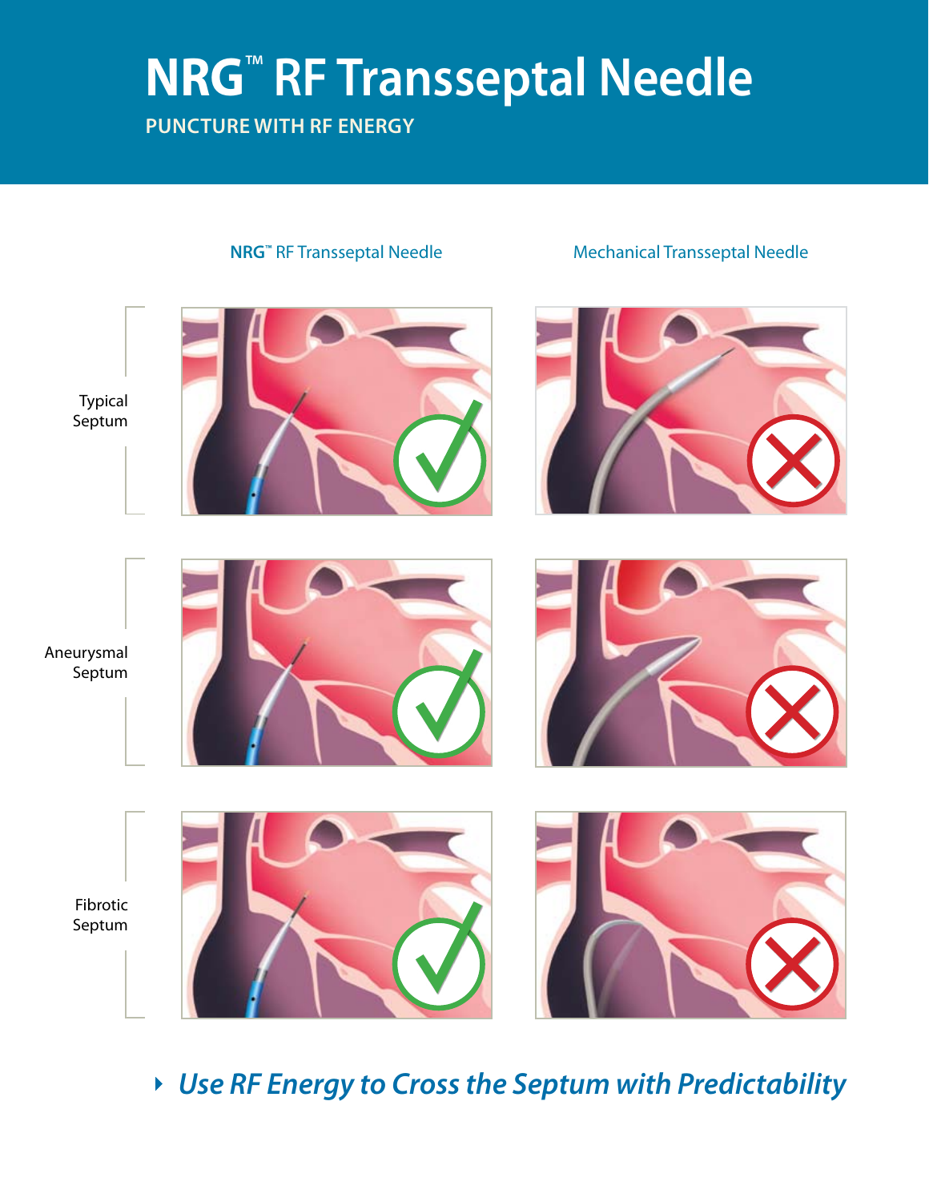# NRG™ RF Transseptal Needle

**PUNCTURE WITH RF ENERGY**

| | NRG™ RF Transseptal Needle | Mechanical Transseptal Needle |
|---|---|---|
| Typical Septum | ✓ | ✗ |
| Aneurysmal Septum | ✓ | ✗ |
| Fibrotic Septum | ✓ | ✗ |

*Use RF Energy to Cross the Septum with Predictability*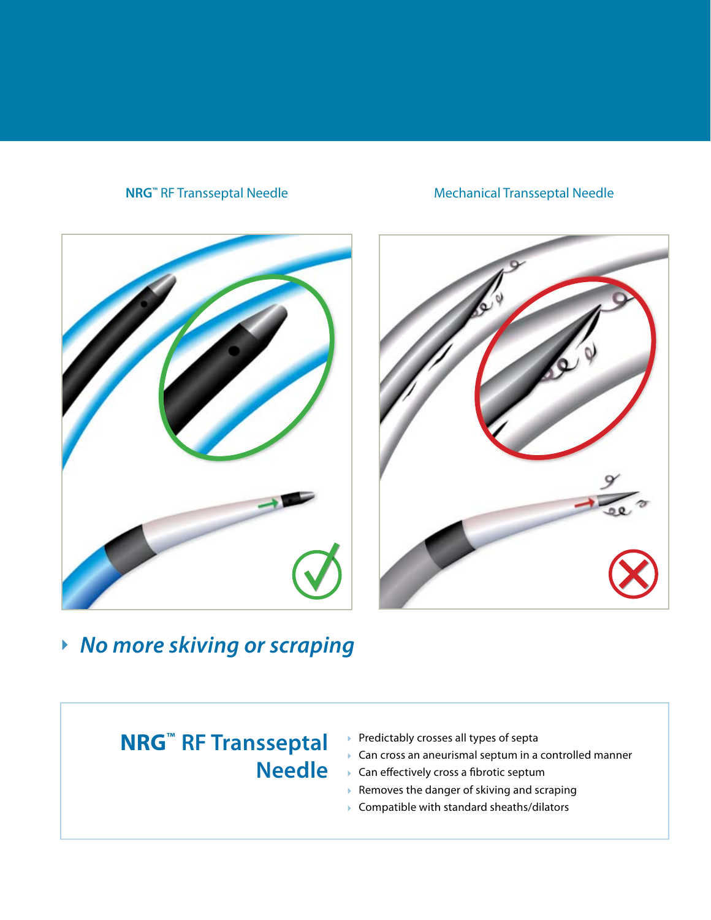NRG™ RF Transseptal Needle

Mechanical Transseptal Needle

- *No more skiving or scraping*

## NRG™ RF Transseptal Needle

- Predictably crosses all types of septa
- Can cross an aneurismal septum in a controlled manner
- Can effectively cross a fibrotic septum
- Removes the danger of skiving and scraping
- Compatible with standard sheaths/dilators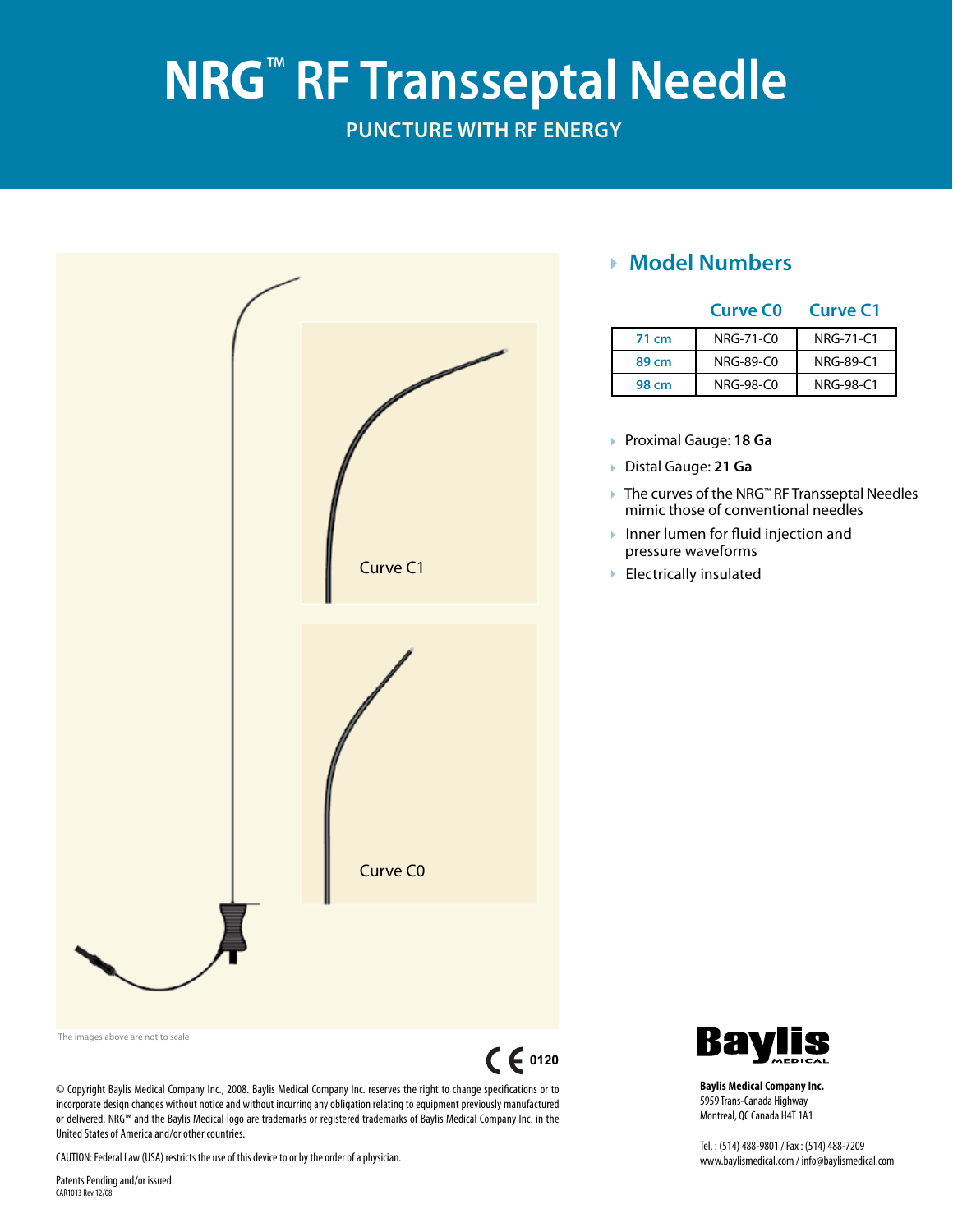# NRG™ RF Transseptal Needle

PUNCTURE WITH RF ENERGY

Curve C1

Curve C0

The images above are not to scale

## Model Numbers

| | Curve C0 | Curve C1 |
|---|---|---|
| 71 cm | NRG-71-C0 | NRG-71-C1 |
| 89 cm | NRG-89-C0 | NRG-89-C1 |
| 98 cm | NRG-98-C0 | NRG-98-C1 |

- Proximal Gauge: **18 Ga**
- Distal Gauge: **21 Ga**
- The curves of the NRG™ RF Transseptal Needles mimic those of conventional needles
- Inner lumen for fluid injection and pressure waveforms
- Electrically insulated

CE 0120

© Copyright Baylis Medical Company Inc., 2008. Baylis Medical Company Inc. reserves the right to change specifications or to incorporate design changes without notice and without incurring any obligation relating to equipment previously manufactured or delivered. NRG™ and the Baylis Medical logo are trademarks or registered trademarks of Baylis Medical Company Inc. in the United States of America and/or other countries.

CAUTION: Federal Law (USA) restricts the use of this device to or by the order of a physician.

Patents Pending and/or issued

CAR1013 Rev 12/08

Baylis MEDICAL

**Baylis Medical Company Inc.**
5959 Trans-Canada Highway
Montreal, QC Canada H4T 1A1

Tel. : (514) 488-9801 / Fax : (514) 488-7209
www.baylismedical.com / info@baylismedical.com